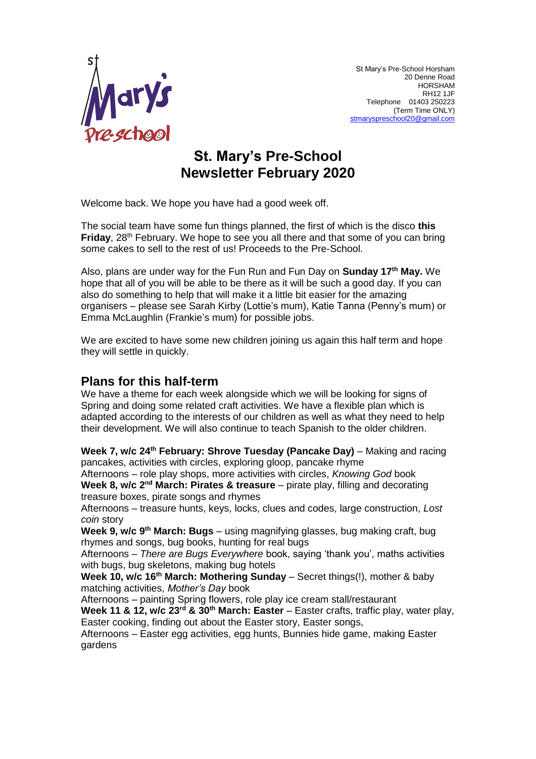St Mary's Pre-School Horsham
20 Denne Road
HORSHAM
RH12 1JF
Telephone 01403 250223
(Term Time ONLY)
stmaryspreschool20@gmail.com

# St. Mary's Pre-School Newsletter February 2020

Welcome back. We hope you have had a good week off.

The social team have some fun things planned, the first of which is the disco **this Friday**, 28th February. We hope to see you all there and that some of you can bring some cakes to sell to the rest of us! Proceeds to the Pre-School.

Also, plans are under way for the Fun Run and Fun Day on **Sunday 17th May.** We hope that all of you will be able to be there as it will be such a good day. If you can also do something to help that will make it a little bit easier for the amazing organisers – please see Sarah Kirby (Lottie's mum), Katie Tanna (Penny's mum) or Emma McLaughlin (Frankie's mum) for possible jobs.

We are excited to have some new children joining us again this half term and hope they will settle in quickly.

## Plans for this half-term

We have a theme for each week alongside which we will be looking for signs of Spring and doing some related craft activities. We have a flexible plan which is adapted according to the interests of our children as well as what they need to help their development. We will also continue to teach Spanish to the older children.

**Week 7, w/c 24th February: Shrove Tuesday (Pancake Day)** – Making and racing pancakes, activities with circles, exploring gloop, pancake rhyme
Afternoons – role play shops, more activities with circles, *Knowing God* book
**Week 8, w/c 2nd March: Pirates & treasure** – pirate play, filling and decorating treasure boxes, pirate songs and rhymes
Afternoons – treasure hunts, keys, locks, clues and codes, large construction, *Lost coin* story
**Week 9, w/c 9th March: Bugs** – using magnifying glasses, bug making craft, bug rhymes and songs, bug books, hunting for real bugs
Afternoons – *There are Bugs Everywhere* book, saying 'thank you', maths activities with bugs, bug skeletons, making bug hotels
**Week 10, w/c 16th March: Mothering Sunday** – Secret things(!), mother & baby matching activities, *Mother's Day* book
Afternoons – painting Spring flowers, role play ice cream stall/restaurant
**Week 11 & 12, w/c 23rd & 30th March: Easter** – Easter crafts, traffic play, water play, Easter cooking, finding out about the Easter story, Easter songs,
Afternoons – Easter egg activities, egg hunts, Bunnies hide game, making Easter gardens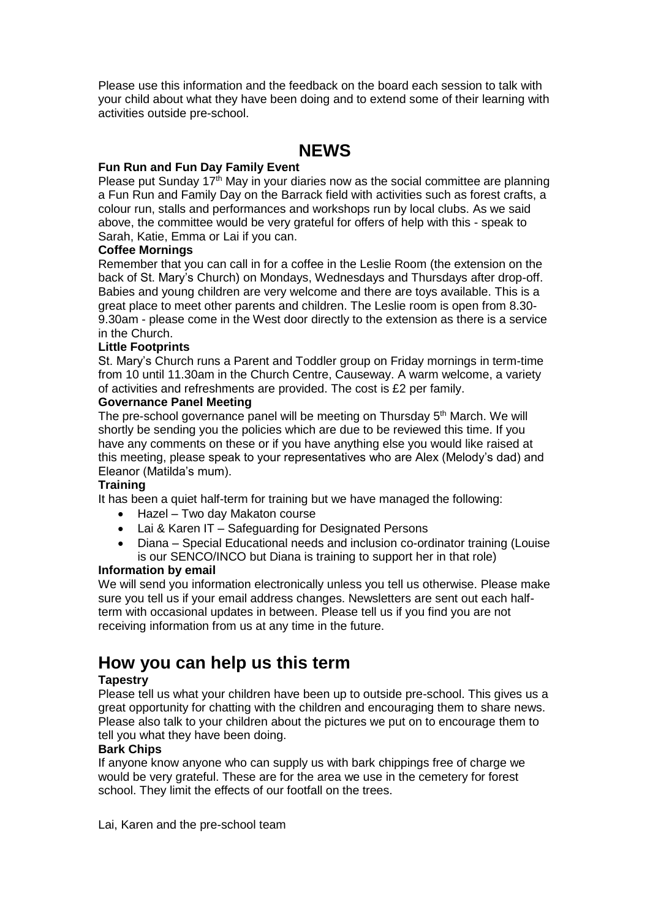Please use this information and the feedback on the board each session to talk with your child about what they have been doing and to extend some of their learning with activities outside pre-school.

# NEWS

**Fun Run and Fun Day Family Event**

Please put Sunday 17th May in your diaries now as the social committee are planning a Fun Run and Family Day on the Barrack field with activities such as forest crafts, a colour run, stalls and performances and workshops run by local clubs. As we said above, the committee would be very grateful for offers of help with this - speak to Sarah, Katie, Emma or Lai if you can.

**Coffee Mornings**

Remember that you can call in for a coffee in the Leslie Room (the extension on the back of St. Mary's Church) on Mondays, Wednesdays and Thursdays after drop-off. Babies and young children are very welcome and there are toys available. This is a great place to meet other parents and children. The Leslie room is open from 8.30-9.30am - please come in the West door directly to the extension as there is a service in the Church.

**Little Footprints**

St. Mary's Church runs a Parent and Toddler group on Friday mornings in term-time from 10 until 11.30am in the Church Centre, Causeway. A warm welcome, a variety of activities and refreshments are provided. The cost is £2 per family.

**Governance Panel Meeting**

The pre-school governance panel will be meeting on Thursday 5th March. We will shortly be sending you the policies which are due to be reviewed this time. If you have any comments on these or if you have anything else you would like raised at this meeting, please speak to your representatives who are Alex (Melody's dad) and Eleanor (Matilda's mum).

**Training**

It has been a quiet half-term for training but we have managed the following:

- Hazel – Two day Makaton course
- Lai & Karen IT – Safeguarding for Designated Persons
- Diana – Special Educational needs and inclusion co-ordinator training (Louise is our SENCO/INCO but Diana is training to support her in that role)

**Information by email**

We will send you information electronically unless you tell us otherwise. Please make sure you tell us if your email address changes. Newsletters are sent out each half-term with occasional updates in between. Please tell us if you find you are not receiving information from us at any time in the future.

# How you can help us this term

**Tapestry**

Please tell us what your children have been up to outside pre-school. This gives us a great opportunity for chatting with the children and encouraging them to share news. Please also talk to your children about the pictures we put on to encourage them to tell you what they have been doing.

**Bark Chips**

If anyone know anyone who can supply us with bark chippings free of charge we would be very grateful. These are for the area we use in the cemetery for forest school. They limit the effects of our footfall on the trees.

Lai, Karen and the pre-school team